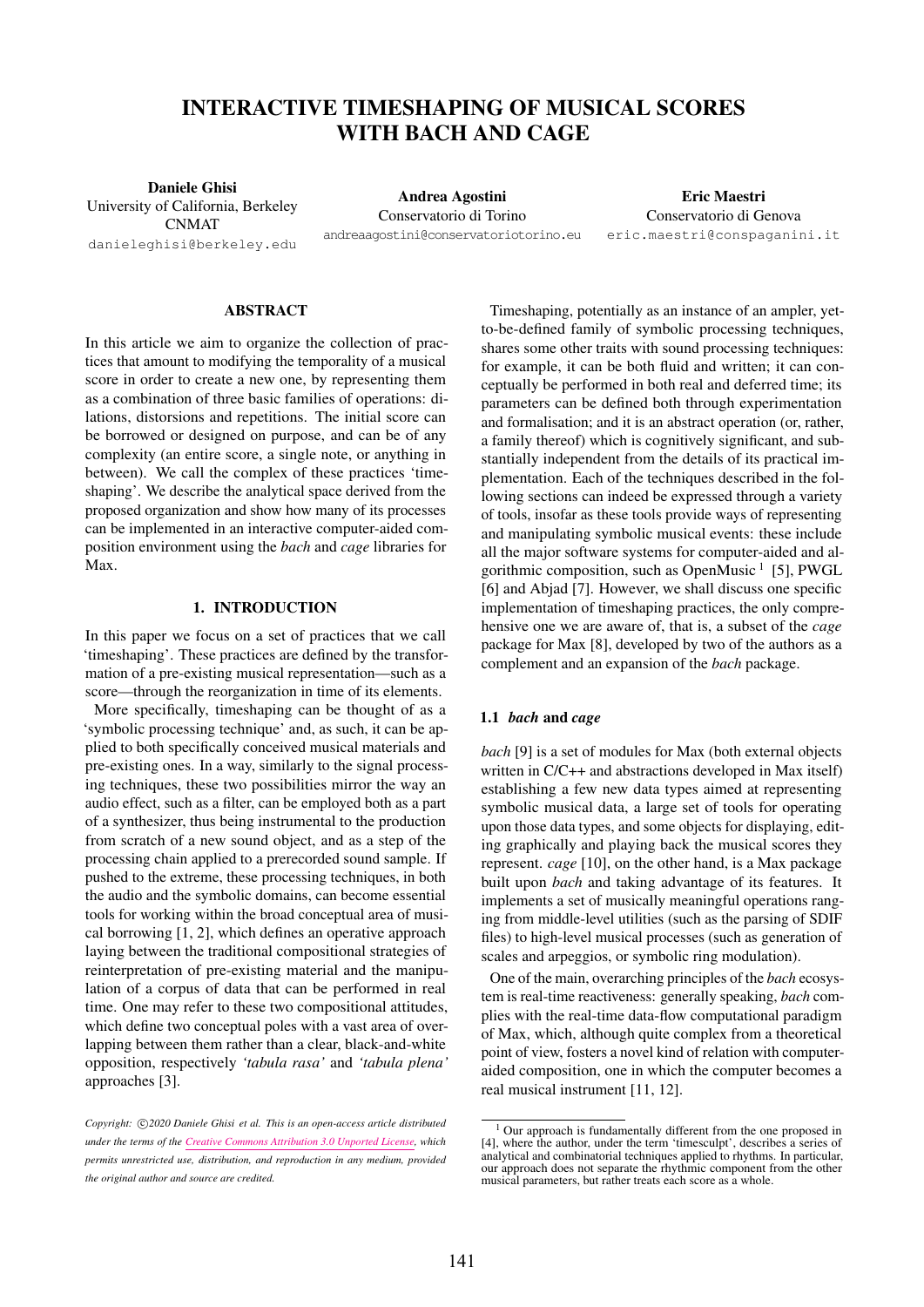# INTERACTIVE TIMESHAPING OF MUSICAL SCORES WITH BACH AND CAGE

**Daniele Ghisi**
University of California, Berkeley
CNMAT
danieleghisi@berkeley.edu

**Andrea Agostini**
Conservatorio di Torino
andreaagostini@conservatoriotorino.eu

**Eric Maestri**
Conservatorio di Genova
eric.maestri@conspaganini.it

## ABSTRACT

In this article we aim to organize the collection of practices that amount to modifying the temporality of a musical score in order to create a new one, by representing them as a combination of three basic families of operations: dilations, distorsions and repetitions. The initial score can be borrowed or designed on purpose, and can be of any complexity (an entire score, a single note, or anything in between). We call the complex of these practices 'timeshaping'. We describe the analytical space derived from the proposed organization and show how many of its processes can be implemented in an interactive computer-aided composition environment using the *bach* and *cage* libraries for Max.

## 1. INTRODUCTION

In this paper we focus on a set of practices that we call 'timeshaping'. These practices are defined by the transformation of a pre-existing musical representation—such as a score—through the reorganization in time of its elements.

More specifically, timeshaping can be thought of as a 'symbolic processing technique' and, as such, it can be applied to both specifically conceived musical materials and pre-existing ones. In a way, similarly to the signal processing techniques, these two possibilities mirror the way an audio effect, such as a filter, can be employed both as a part of a synthesizer, thus being instrumental to the production from scratch of a new sound object, and as a step of the processing chain applied to a prerecorded sound sample. If pushed to the extreme, these processing techniques, in both the audio and the symbolic domains, can become essential tools for working within the broad conceptual area of musical borrowing [1, 2], which defines an operative approach laying between the traditional compositional strategies of reinterpretation of pre-existing material and the manipulation of a corpus of data that can be performed in real time. One may refer to these two compositional attitudes, which define two conceptual poles with a vast area of overlapping between them rather than a clear, black-and-white opposition, respectively *'tabula rasa'* and *'tabula plena'* approaches [3].

*Copyright: ©2020 Daniele Ghisi et al. This is an open-access article distributed under the terms of the Creative Commons Attribution 3.0 Unported License, which permits unrestricted use, distribution, and reproduction in any medium, provided the original author and source are credited.*

Timeshaping, potentially as an instance of an ampler, yet-to-be-defined family of symbolic processing techniques, shares some other traits with sound processing techniques: for example, it can be both fluid and written; it can conceptually be performed in both real and deferred time; its parameters can be defined both through experimentation and formalisation; and it is an abstract operation (or, rather, a family thereof) which is cognitively significant, and substantially independent from the details of its practical implementation. Each of the techniques described in the following sections can indeed be expressed through a variety of tools, insofar as these tools provide ways of representing and manipulating symbolic musical events: these include all the major software systems for computer-aided and algorithmic composition, such as OpenMusic [1] [5], PWGL [6] and Abjad [7]. However, we shall discuss one specific implementation of timeshaping practices, the only comprehensive one we are aware of, that is, a subset of the *cage* package for Max [8], developed by two of the authors as a complement and an expansion of the *bach* package.

### 1.1 *bach* and *cage*

*bach* [9] is a set of modules for Max (both external objects written in C/C++ and abstractions developed in Max itself) establishing a few new data types aimed at representing symbolic musical data, a large set of tools for operating upon those data types, and some objects for displaying, editing graphically and playing back the musical scores they represent. *cage* [10], on the other hand, is a Max package built upon *bach* and taking advantage of its features. It implements a set of musically meaningful operations ranging from middle-level utilities (such as the parsing of SDIF files) to high-level musical processes (such as generation of scales and arpeggios, or symbolic ring modulation).

One of the main, overarching principles of the *bach* ecosystem is real-time reactiveness: generally speaking, *bach* complies with the real-time data-flow computational paradigm of Max, which, although quite complex from a theoretical point of view, fosters a novel kind of relation with computer-aided composition, one in which the computer becomes a real musical instrument [11, 12].

[1] Our approach is fundamentally different from the one proposed in [4], where the author, under the term 'timesculpt', describes a series of analytical and combinatorial techniques applied to rhythms. In particular, our approach does not separate the rhythmic component from the other musical parameters, but rather treats each score as a whole.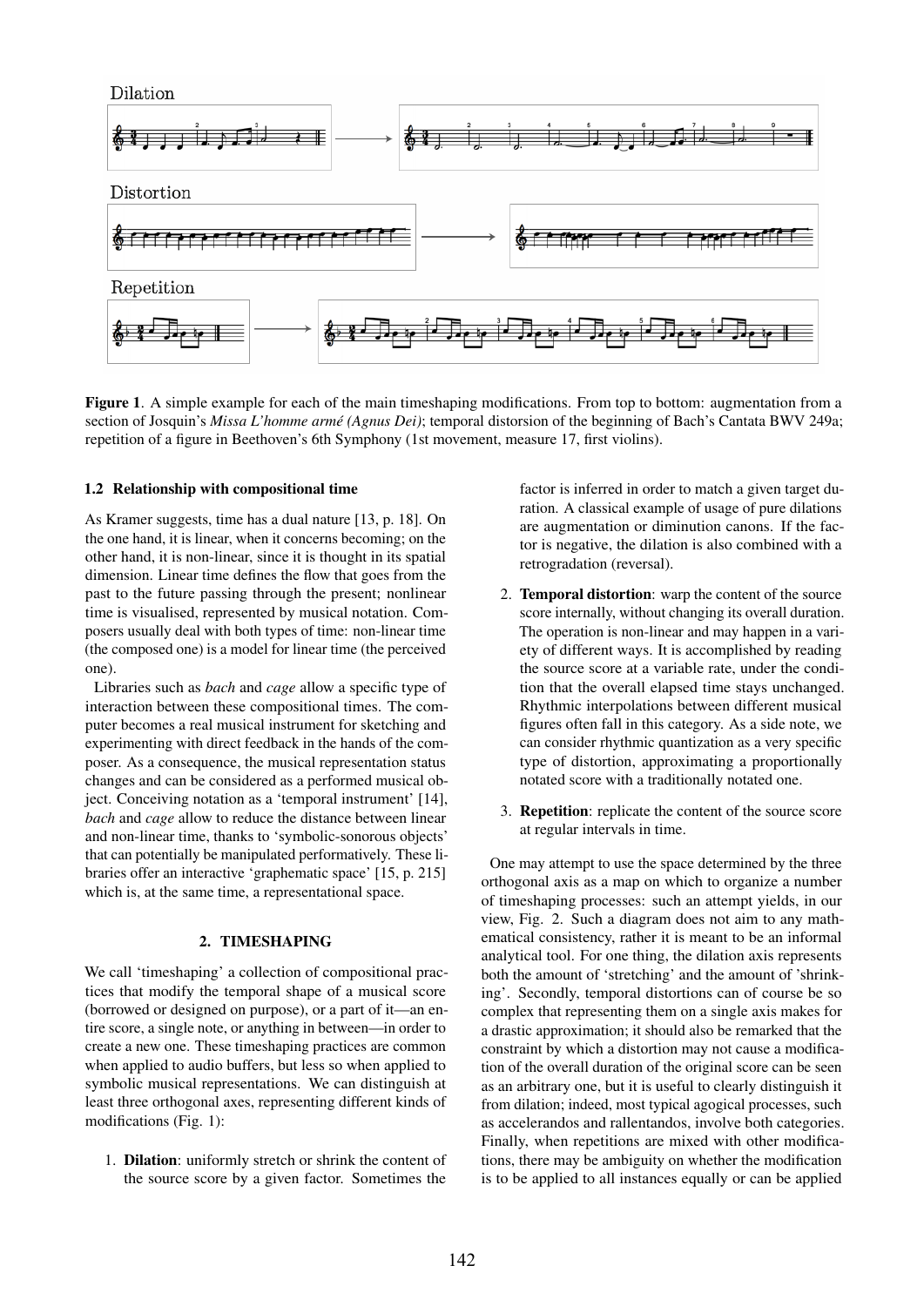Figure 1. A simple example for each of the main timeshaping modifications. From top to bottom: augmentation from a section of Josquin's *Missa L'homme armé (Agnus Dei)*; temporal distorsion of the beginning of Bach's Cantata BWV 249a; repetition of a figure in Beethoven's 6th Symphony (1st movement, measure 17, first violins).

### 1.2 Relationship with compositional time

As Kramer suggests, time has a dual nature [13, p. 18]. On the one hand, it is linear, when it concerns becoming; on the other hand, it is non-linear, since it is thought in its spatial dimension. Linear time defines the flow that goes from the past to the future passing through the present; nonlinear time is visualised, represented by musical notation. Composers usually deal with both types of time: non-linear time (the composed one) is a model for linear time (the perceived one).

Libraries such as *bach* and *cage* allow a specific type of interaction between these compositional times. The computer becomes a real musical instrument for sketching and experimenting with direct feedback in the hands of the composer. As a consequence, the musical representation status changes and can be considered as a performed musical object. Conceiving notation as a 'temporal instrument' [14], *bach* and *cage* allow to reduce the distance between linear and non-linear time, thanks to 'symbolic-sonorous objects' that can potentially be manipulated performatively. These libraries offer an interactive 'graphematic space' [15, p. 215] which is, at the same time, a representational space.

## 2. TIMESHAPING

We call 'timeshaping' a collection of compositional practices that modify the temporal shape of a musical score (borrowed or designed on purpose), or a part of it—an entire score, a single note, or anything in between—in order to create a new one. These timeshaping practices are common when applied to audio buffers, but less so when applied to symbolic musical representations. We can distinguish at least three orthogonal axes, representing different kinds of modifications (Fig. 1):

1. **Dilation**: uniformly stretch or shrink the content of the source score by a given factor. Sometimes the factor is inferred in order to match a given target duration. A classical example of usage of pure dilations are augmentation or diminution canons. If the factor is negative, the dilation is also combined with a retrogradation (reversal).
2. **Temporal distortion**: warp the content of the source score internally, without changing its overall duration. The operation is non-linear and may happen in a variety of different ways. It is accomplished by reading the source score at a variable rate, under the condition that the overall elapsed time stays unchanged. Rhythmic interpolations between different musical figures often fall in this category. As a side note, we can consider rhythmic quantization as a very specific type of distortion, approximating a proportionally notated score with a traditionally notated one.
3. **Repetition**: replicate the content of the source score at regular intervals in time.

One may attempt to use the space determined by the three orthogonal axis as a map on which to organize a number of timeshaping processes: such an attempt yields, in our view, Fig. 2. Such a diagram does not aim to any mathematical consistency, rather it is meant to be an informal analytical tool. For one thing, the dilation axis represents both the amount of 'stretching' and the amount of 'shrinking'. Secondly, temporal distortions can of course be so complex that representing them on a single axis makes for a drastic approximation; it should also be remarked that the constraint by which a distortion may not cause a modification of the overall duration of the original score can be seen as an arbitrary one, but it is useful to clearly distinguish it from dilation; indeed, most typical agogical processes, such as accelerandos and rallentandos, involve both categories. Finally, when repetitions are mixed with other modifications, there may be ambiguity on whether the modification is to be applied to all instances equally or can be applied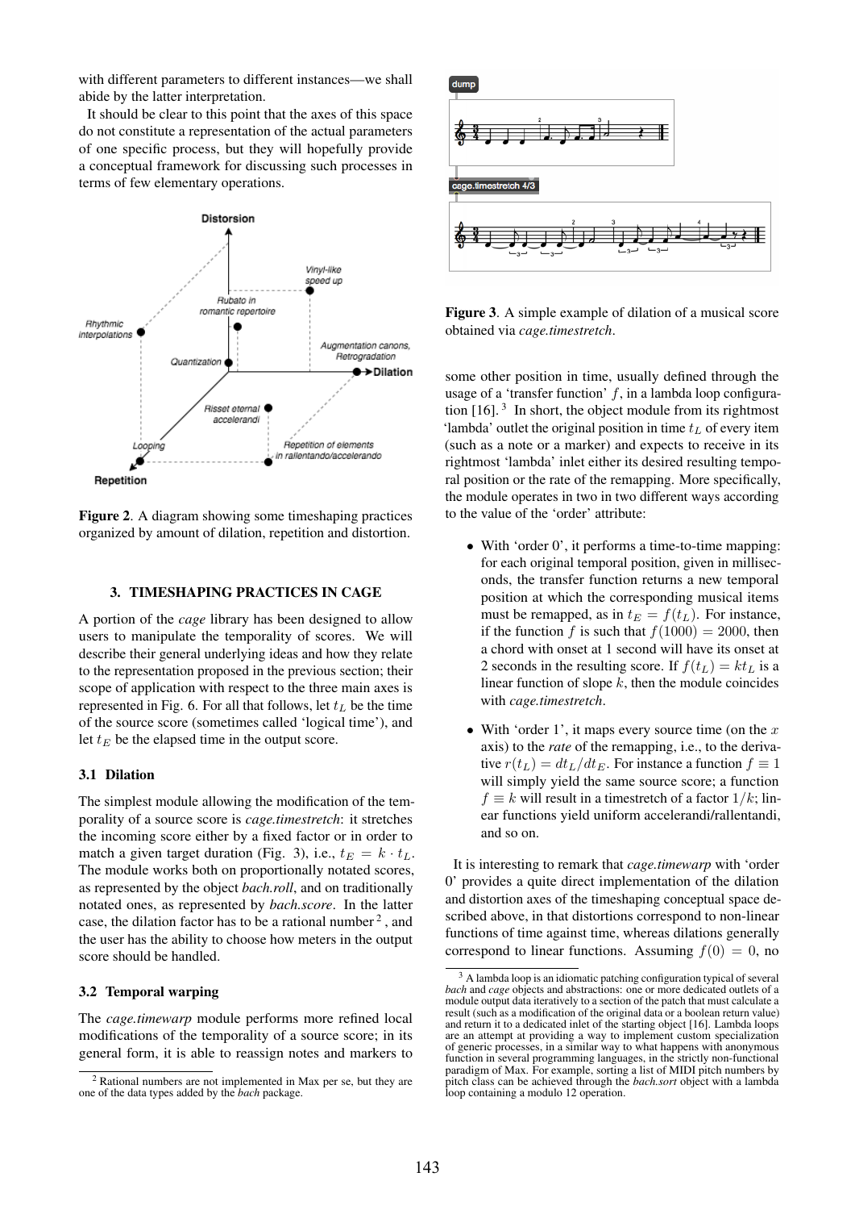with different parameters to different instances—we shall abide by the latter interpretation.

It should be clear to this point that the axes of this space do not constitute a representation of the actual parameters of one specific process, but they will hopefully provide a conceptual framework for discussing such processes in terms of few elementary operations.

**Figure 2**. A diagram showing some timeshaping practices organized by amount of dilation, repetition and distortion.

### 3. TIMESHAPING PRACTICES IN CAGE

A portion of the *cage* library has been designed to allow users to manipulate the temporality of scores. We will describe their general underlying ideas and how they relate to the representation proposed in the previous section; their scope of application with respect to the three main axes is represented in Fig. 6. For all that follows, let $t_L$ be the time of the source score (sometimes called 'logical time'), and let $t_E$ be the elapsed time in the output score.

#### 3.1 Dilation

The simplest module allowing the modification of the temporality of a source score is *cage.timestretch*: it stretches the incoming score either by a fixed factor or in order to match a given target duration (Fig. 3), i.e., $t_E = k \cdot t_L$. The module works both on proportionally notated scores, as represented by the object *bach.roll*, and on traditionally notated ones, as represented by *bach.score*. In the latter case, the dilation factor has to be a rational number [2], and the user has the ability to choose how meters in the output score should be handled.

#### 3.2 Temporal warping

The *cage.timewarp* module performs more refined local modifications of the temporality of a source score; in its general form, it is able to reassign notes and markers to some other position in time, usually defined through the usage of a 'transfer function' $f$, in a lambda loop configuration [16]. [3] In short, the object module from its rightmost 'lambda' outlet the original position in time $t_L$ of every item (such as a note or a marker) and expects to receive in its rightmost 'lambda' inlet either its desired resulting temporal position or the rate of the remapping. More specifically, the module operates in two in two different ways according to the value of the 'order' attribute:

- With 'order 0', it performs a time-to-time mapping: for each original temporal position, given in milliseconds, the transfer function returns a new temporal position at which the corresponding musical items must be remapped, as in $t_E = f(t_L)$. For instance, if the function $f$ is such that $f(1000) = 2000$, then a chord with onset at 1 second will have its onset at 2 seconds in the resulting score. If $f(t_L) = kt_L$ is a linear function of slope $k$, then the module coincides with *cage.timestretch*.
- With 'order 1', it maps every source time (on the $x$ axis) to the *rate* of the remapping, i.e., to the derivative $r(t_L) = dt_L/dt_E$. For instance a function $f \equiv 1$ will simply yield the same source score; a function $f \equiv k$ will result in a timestretch of a factor $1/k$; linear functions yield uniform accelerandi/rallentandi, and so on.

**Figure 3**. A simple example of dilation of a musical score obtained via *cage.timestretch*.

It is interesting to remark that *cage.timewarp* with 'order 0' provides a quite direct implementation of the dilation and distortion axes of the timeshaping conceptual space described above, in that distortions correspond to non-linear functions of time against time, whereas dilations generally correspond to linear functions. Assuming $f(0) = 0$, no

[2] Rational numbers are not implemented in Max per se, but they are one of the data types added by the *bach* package.

[3] A lambda loop is an idiomatic patching configuration typical of several *bach* and *cage* objects and abstractions: one or more dedicated outlets of a module output data iteratively to a section of the patch that must calculate a result (such as a modification of the original data or a boolean return value) and return it to a dedicated inlet of the starting object [16]. Lambda loops are an attempt at providing a way to implement custom specialization of generic processes, in a similar way to what happens with anonymous function in several programming languages, in the strictly non-functional paradigm of Max. For example, sorting a list of MIDI pitch numbers by pitch class can be achieved through the *bach.sort* object with a lambda loop containing a modulo 12 operation.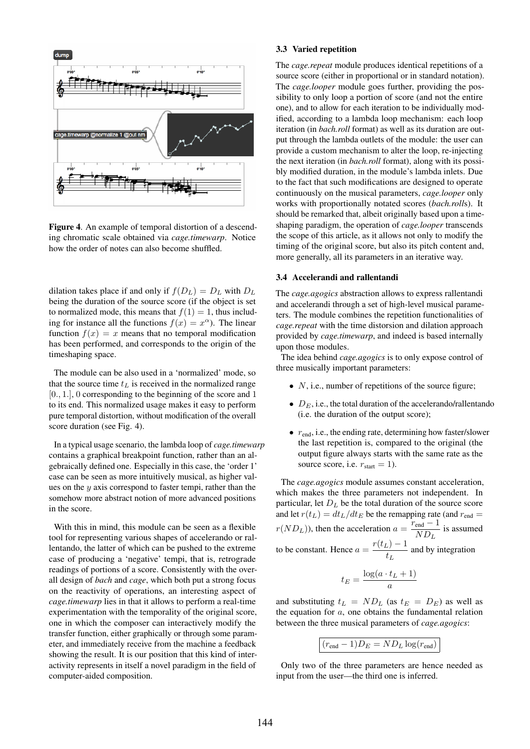Figure 4. An example of temporal distortion of a descending chromatic scale obtained via *cage.timewarp*. Notice how the order of notes can also become shuffled.

dilation takes place if and only if $f(D_L) = D_L$ with $D_L$ being the duration of the source score (if the object is set to normalized mode, this means that $f(1) = 1$, thus including for instance all the functions $f(x) = x^\alpha$). The linear function $f(x) = x$ means that no temporal modification has been performed, and corresponds to the origin of the timeshaping space.

The module can be also used in a 'normalized' mode, so that the source time $t_L$ is received in the normalized range $[0., 1.]$, 0 corresponding to the beginning of the score and 1 to its end. This normalized usage makes it easy to perform pure temporal distortion, without modification of the overall score duration (see Fig. 4).

In a typical usage scenario, the lambda loop of *cage.timewarp* contains a graphical breakpoint function, rather than an algebraically defined one. Especially in this case, the 'order 1' case can be seen as more intuitively musical, as higher values on the $y$ axis correspond to faster tempi, rather than the somehow more abstract notion of more advanced positions in the score.

With this in mind, this module can be seen as a flexible tool for representing various shapes of accelerando or rallentando, the latter of which can be pushed to the extreme case of producing a 'negative' tempi, that is, retrograde readings of portions of a score. Consistently with the overall design of *bach* and *cage*, which both put a strong focus on the reactivity of operations, an interesting aspect of *cage.timewarp* lies in that it allows to perform a real-time experimentation with the temporality of the original score, one in which the composer can interactively modify the transfer function, either graphically or through some parameter, and immediately receive from the machine a feedback showing the result. It is our position that this kind of interactivity represents in itself a novel paradigm in the field of computer-aided composition.

### 3.3 Varied repetition

The *cage.repeat* module produces identical repetitions of a source score (either in proportional or in standard notation). The *cage.looper* module goes further, providing the possibility to only loop a portion of score (and not the entire one), and to allow for each iteration to be individually modified, according to a lambda loop mechanism: each loop iteration (in *bach.roll* format) as well as its duration are output through the lambda outlets of the module: the user can provide a custom mechanism to alter the loop, re-injecting the next iteration (in *bach.roll* format), along with its possibly modified duration, in the module's lambda inlets. Due to the fact that such modifications are designed to operate continuously on the musical parameters, *cage.looper* only works with proportionally notated scores (*bach.roll*s). It should be remarked that, albeit originally based upon a timeshaping paradigm, the operation of *cage.looper* transcends the scope of this article, as it allows not only to modify the timing of the original score, but also its pitch content and, more generally, all its parameters in an iterative way.

### 3.4 Accelerandi and rallentandi

The *cage.agogics* abstraction allows to express rallentandi and accelerandi through a set of high-level musical parameters. The module combines the repetition functionalities of *cage.repeat* with the time distorsion and dilation approach provided by *cage.timewarp*, and indeed is based internally upon those modules.

The idea behind *cage.agogics* is to only expose control of three musically important parameters:

- $N$, i.e., number of repetitions of the source figure;
- $D_E$, i.e., the total duration of the accelerando/rallentando (i.e. the duration of the output score);
- $r_{\text{end}}$, i.e., the ending rate, determining how faster/slower the last repetition is, compared to the original (the output figure always starts with the same rate as the source score, i.e. $r_{\text{start}} = 1$).

The *cage.agogics* module assumes constant acceleration, which makes the three parameters not independent. In particular, let $D_L$ be the total duration of the source score and let $r(t_L) = dt_L/dt_E$ be the remapping rate (and $r_{\text{end}} = r(ND_L)$), then the acceleration $a = \frac{r_{\text{end}} - 1}{ND_L}$ is assumed to be constant. Hence $a = \frac{r(t_L) - 1}{t_L}$ and by integration

$$t_E = \frac{\log(a \cdot t_L + 1)}{a}$$

and substituting $t_L = ND_L$ (as $t_E = D_E$) as well as the equation for $a$, one obtains the fundamental relation between the three musical parameters of *cage.agogics*:

$$\boxed{(r_{\text{end}} - 1)D_E = ND_L \log(r_{\text{end}})}$$

Only two of the three parameters are hence needed as input from the user—the third one is inferred.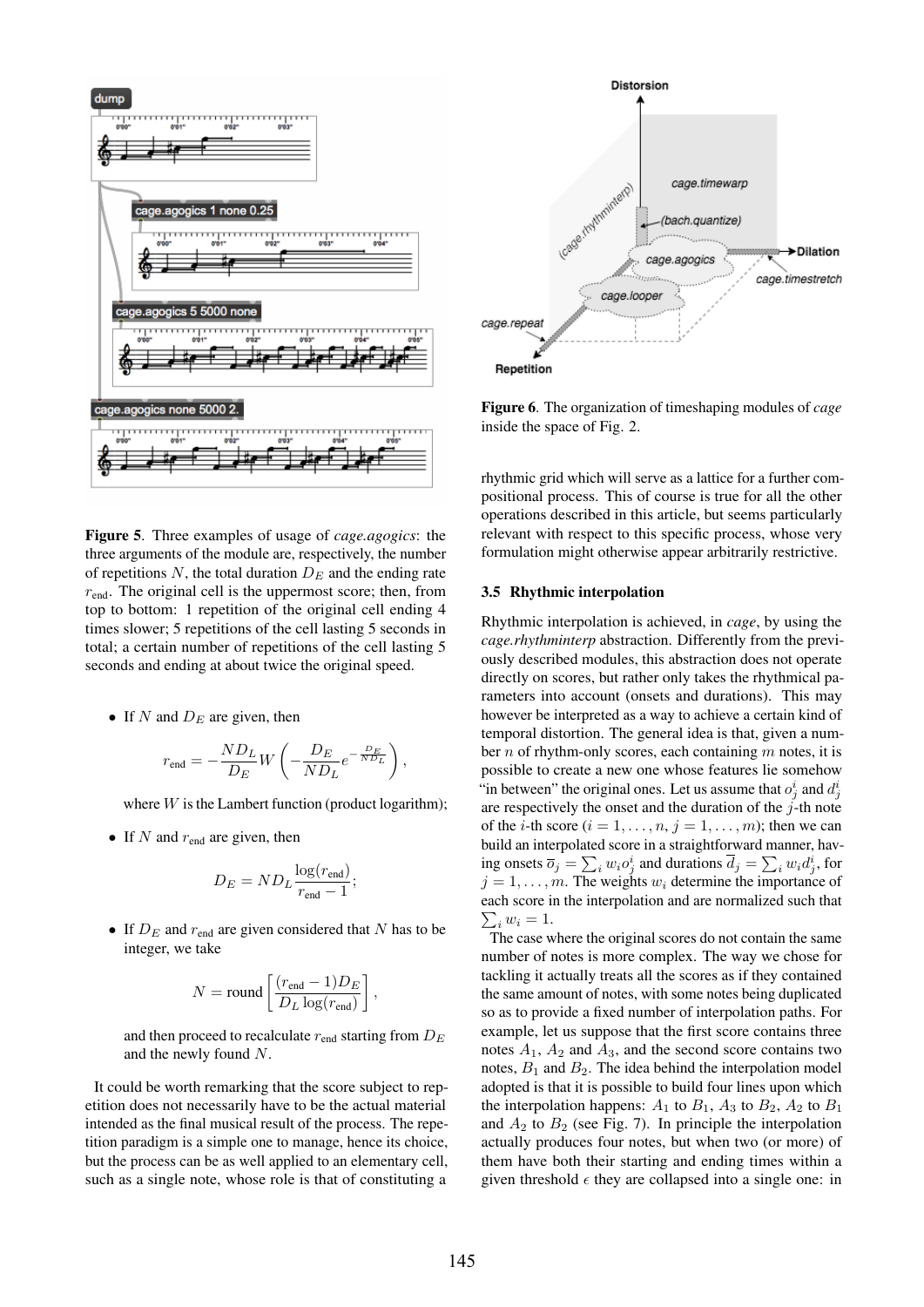**Figure 5**. Three examples of usage of *cage.agogics*: the three arguments of the module are, respectively, the number of repetitions $N$, the total duration $D_E$ and the ending rate $r_{\text{end}}$. The original cell is the uppermost score; then, from top to bottom: 1 repetition of the original cell ending 4 times slower; 5 repetitions of the cell lasting 5 seconds in total; a certain number of repetitions of the cell lasting 5 seconds and ending at about twice the original speed.

- If $N$ and $D_E$ are given, then

$$r_{\text{end}} = -\frac{ND_L}{D_E} W\left(-\frac{D_E}{ND_L} e^{-\frac{D_E}{ND_L}}\right),$$

where $W$ is the Lambert function (product logarithm);

- If $N$ and $r_{\text{end}}$ are given, then

$$D_E = ND_L \frac{\log(r_{\text{end}})}{r_{\text{end}} - 1};$$

- If $D_E$ and $r_{\text{end}}$ are given considered that $N$ has to be integer, we take

$$N = \text{round}\left[\frac{(r_{\text{end}} - 1)D_E}{D_L \log(r_{\text{end}})}\right],$$

and then proceed to recalculate $r_{\text{end}}$ starting from $D_E$ and the newly found $N$.

It could be worth remarking that the score subject to repetition does not necessarily have to be the actual material intended as the final musical result of the process. The repetition paradigm is a simple one to manage, hence its choice, but the process can be as well applied to an elementary cell, such as a single note, whose role is that of constituting a rhythmic grid which will serve as a lattice for a further compositional process. This of course is true for all the other operations described in this article, but seems particularly relevant with respect to this specific process, whose very formulation might otherwise appear arbitrarily restrictive.

**Figure 6**. The organization of timeshaping modules of *cage* inside the space of Fig. 2.

### 3.5 Rhythmic interpolation

Rhythmic interpolation is achieved, in *cage*, by using the *cage.rhythminterp* abstraction. Differently from the previously described modules, this abstraction does not operate directly on scores, but rather only takes the rhythmical parameters into account (onsets and durations). This may however be interpreted as a way to achieve a certain kind of temporal distortion. The general idea is that, given a number $n$ of rhythm-only scores, each containing $m$ notes, it is possible to create a new one whose features lie somehow "in between" the original ones. Let us assume that $o_j^i$ and $d_j^i$ are respectively the onset and the duration of the $j$-th note of the $i$-th score ($i = 1, \ldots, n$, $j = 1, \ldots, m$); then we can build an interpolated score in a straightforward manner, having onsets $\overline{o}_j = \sum_i w_i o_j^i$ and durations $\overline{d}_j = \sum_i w_i d_j^i$, for $j = 1, \ldots, m$. The weights $w_i$ determine the importance of each score in the interpolation and are normalized such that $\sum_i w_i = 1$.

The case where the original scores do not contain the same number of notes is more complex. The way we chose for tackling it actually treats all the scores as if they contained the same amount of notes, with some notes being duplicated so as to provide a fixed number of interpolation paths. For example, let us suppose that the first score contains three notes $A_1$, $A_2$ and $A_3$, and the second score contains two notes, $B_1$ and $B_2$. The idea behind the interpolation model adopted is that it is possible to build four lines upon which the interpolation happens: $A_1$ to $B_1$, $A_3$ to $B_2$, $A_2$ to $B_1$ and $A_2$ to $B_2$ (see Fig. 7). In principle the interpolation actually produces four notes, but when two (or more) of them have both their starting and ending times within a given threshold $\epsilon$ they are collapsed into a single one: in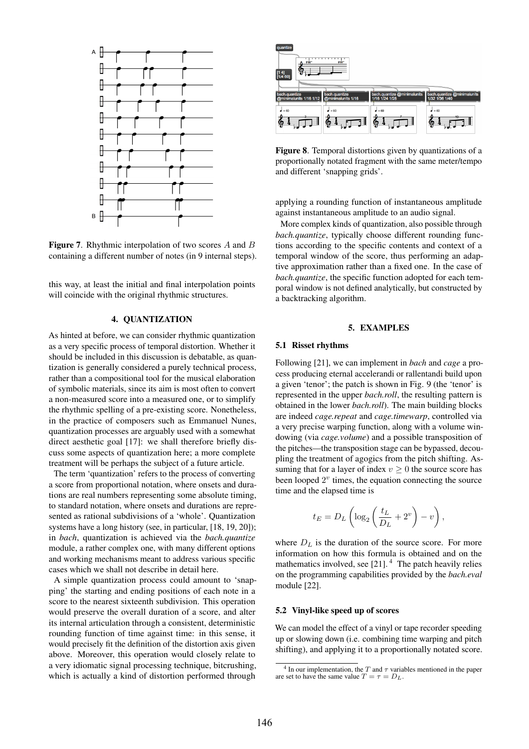**Figure 7**. Rhythmic interpolation of two scores $A$ and $B$ containing a different number of notes (in 9 internal steps).

this way, at least the initial and final interpolation points will coincide with the original rhythmic structures.

## 4. QUANTIZATION

As hinted at before, we can consider rhythmic quantization as a very specific process of temporal distortion. Whether it should be included in this discussion is debatable, as quantization is generally considered a purely technical process, rather than a compositional tool for the musical elaboration of symbolic materials, since its aim is most often to convert a non-measured score into a measured one, or to simplify the rhythmic spelling of a pre-existing score. Nonetheless, in the practice of composers such as Emmanuel Nunes, quantization processes are arguably used with a somewhat direct aesthetic goal [17]: we shall therefore briefly discuss some aspects of quantization here; a more complete treatment will be perhaps the subject of a future article.

The term 'quantization' refers to the process of converting a score from proportional notation, where onsets and durations are real numbers representing some absolute timing, to standard notation, where onsets and durations are represented as rational subdivisions of a 'whole'. Quantization systems have a long history (see, in particular, [18, 19, 20]); in *bach*, quantization is achieved via the *bach.quantize* module, a rather complex one, with many different options and working mechanisms meant to address various specific cases which we shall not describe in detail here.

A simple quantization process could amount to 'snapping' the starting and ending positions of each note in a score to the nearest sixteenth subdivision. This operation would preserve the overall duration of a score, and alter its internal articulation through a consistent, deterministic rounding function of time against time: in this sense, it would precisely fit the definition of the distortion axis given above. Moreover, this operation would closely relate to a very idiomatic signal processing technique, bitcrushing, which is actually a kind of distortion performed through applying a rounding function of instantaneous amplitude against instantaneous amplitude to an audio signal.

**Figure 8**. Temporal distortions given by quantizations of a proportionally notated fragment with the same meter/tempo and different 'snapping grids'.

More complex kinds of quantization, also possible through *bach.quantize*, typically choose different rounding functions according to the specific contents and context of a temporal window of the score, thus performing an adaptive approximation rather than a fixed one. In the case of *bach.quantize*, the specific function adopted for each temporal window is not defined analytically, but constructed by a backtracking algorithm.

## 5. EXAMPLES

### 5.1 Risset rhythms

Following [21], we can implement in *bach* and *cage* a process producing eternal accelerandi or rallentandi build upon a given 'tenor'; the patch is shown in Fig. 9 (the 'tenor' is represented in the upper *bach.roll*, the resulting pattern is obtained in the lower *bach.roll*). The main building blocks are indeed *cage.repeat* and *cage.timewarp*, controlled via a very precise warping function, along with a volume windowing (via *cage.volume*) and a possible transposition of the pitches—the transposition stage can be bypassed, decoupling the treatment of agogics from the pitch shifting. Assuming that for a layer of index $v \geq 0$ the source score has been looped $2^v$ times, the equation connecting the source time and the elapsed time is

$$t_E = D_L \left( \log_2 \left( \frac{t_L}{D_L} + 2^v \right) - v \right),$$

where $D_L$ is the duration of the source score. For more information on how this formula is obtained and on the mathematics involved, see [21]. [4] The patch heavily relies on the programming capabilities provided by the *bach.eval* module [22].

### 5.2 Vinyl-like speed up of scores

We can model the effect of a vinyl or tape recorder speeding up or slowing down (i.e. combining time warping and pitch shifting), and applying it to a proportionally notated score.

[4] In our implementation, the $T$ and $\tau$ variables mentioned in the paper are set to have the same value $T = \tau = D_L$.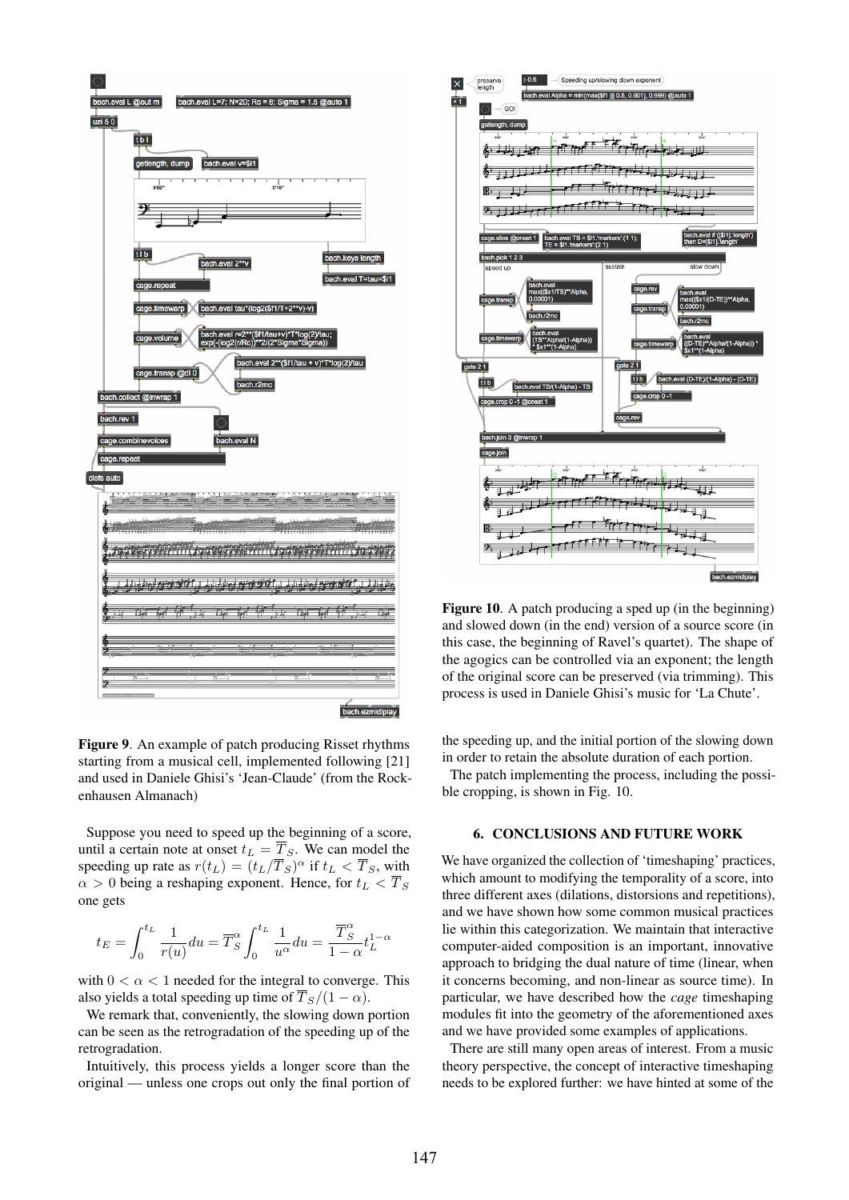**Figure 9**. An example of patch producing Risset rhythms starting from a musical cell, implemented following [21] and used in Daniele Ghisi's 'Jean-Claude' (from the Rockenhausen Almanach)

Suppose you need to speed up the beginning of a score, until a certain note at onset $t_L = \overline{T}_S$. We can model the speeding up rate as $r(t_L) = (t_L/\overline{T}_S)^\alpha$ if $t_L < \overline{T}_S$, with $\alpha > 0$ being a reshaping exponent. Hence, for $t_L < \overline{T}_S$ one gets

$$t_E = \int_0^{t_L} \frac{1}{r(u)} du = \overline{T}_S^\alpha \int_0^{t_L} \frac{1}{u^\alpha} du = \frac{\overline{T}_S^\alpha}{1-\alpha} t_L^{1-\alpha}$$

with $0 < \alpha < 1$ needed for the integral to converge. This also yields a total speeding up time of $\overline{T}_S/(1-\alpha)$.

We remark that, conveniently, the slowing down portion can be seen as the retrogradation of the speeding up of the retrogradation.

Intuitively, this process yields a longer score than the original — unless one crops out only the final portion of the speeding up, and the initial portion of the slowing down in order to retain the absolute duration of each portion.

The patch implementing the process, including the possible cropping, is shown in Fig. 10.

**Figure 10**. A patch producing a sped up (in the beginning) and slowed down (in the end) version of a source score (in this case, the beginning of Ravel's quartet). The shape of the agogics can be controlled via an exponent; the length of the original score can be preserved (via trimming). This process is used in Daniele Ghisi's music for 'La Chute'.

## 6. CONCLUSIONS AND FUTURE WORK

We have organized the collection of 'timeshaping' practices, which amount to modifying the temporality of a score, into three different axes (dilations, distorsions and repetitions), and we have shown how some common musical practices lie within this categorization. We maintain that interactive computer-aided composition is an important, innovative approach to bridging the dual nature of time (linear, when it concerns becoming, and non-linear as source time). In particular, we have described how the *cage* timeshaping modules fit into the geometry of the aforementioned axes and we have provided some examples of applications.

There are still many open areas of interest. From a music theory perspective, the concept of interactive timeshaping needs to be explored further: we have hinted at some of the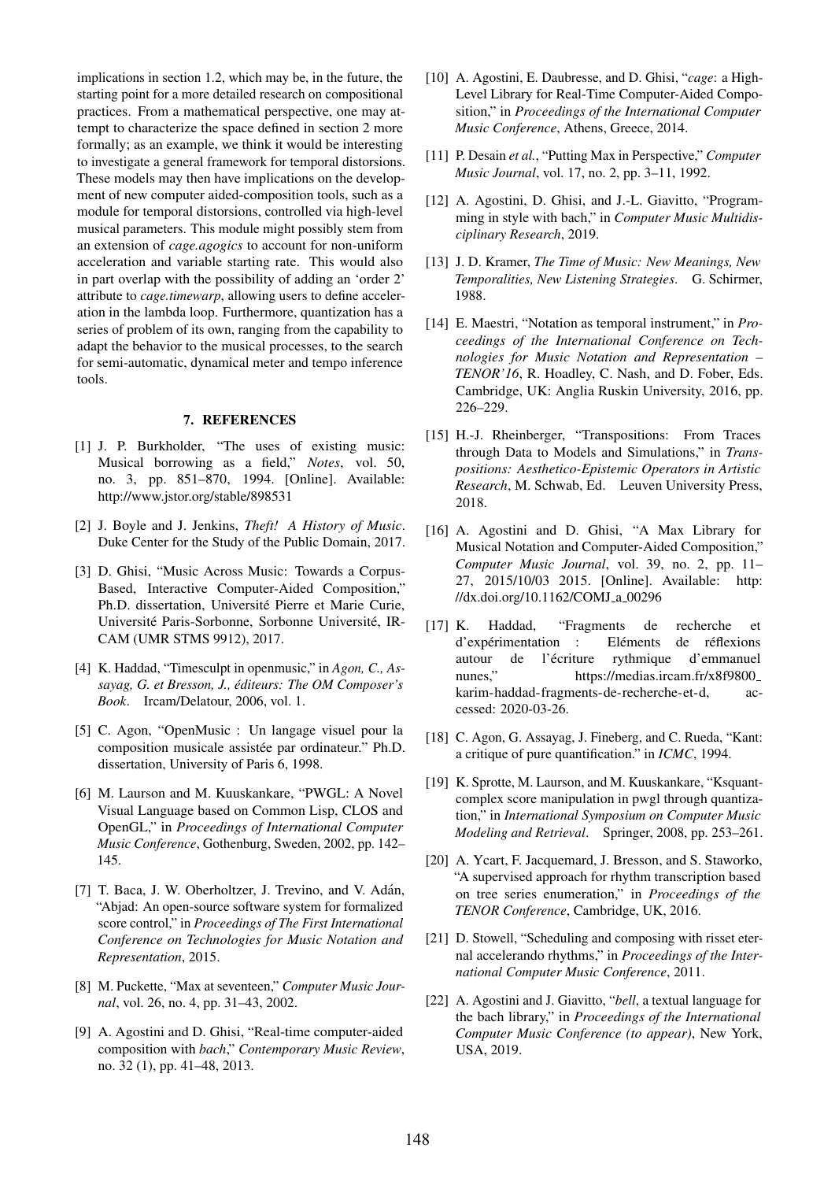implications in section 1.2, which may be, in the future, the starting point for a more detailed research on compositional practices. From a mathematical perspective, one may attempt to characterize the space defined in section 2 more formally; as an example, we think it would be interesting to investigate a general framework for temporal distorsions. These models may then have implications on the development of new computer aided-composition tools, such as a module for temporal distorsions, controlled via high-level musical parameters. This module might possibly stem from an extension of *cage.agogics* to account for non-uniform acceleration and variable starting rate. This would also in part overlap with the possibility of adding an 'order 2' attribute to *cage.timewarp*, allowing users to define acceleration in the lambda loop. Furthermore, quantization has a series of problem of its own, ranging from the capability to adapt the behavior to the musical processes, to the search for semi-automatic, dynamical meter and tempo inference tools.

## 7. REFERENCES

[1] J. P. Burkholder, "The uses of existing music: Musical borrowing as a field," *Notes*, vol. 50, no. 3, pp. 851–870, 1994. [Online]. Available: http://www.jstor.org/stable/898531

[2] J. Boyle and J. Jenkins, *Theft! A History of Music*. Duke Center for the Study of the Public Domain, 2017.

[3] D. Ghisi, "Music Across Music: Towards a Corpus-Based, Interactive Computer-Aided Composition," Ph.D. dissertation, Université Pierre et Marie Curie, Université Paris-Sorbonne, Sorbonne Université, IRCAM (UMR STMS 9912), 2017.

[4] K. Haddad, "Timesculpt in openmusic," in *Agon, C., Assayag, G. et Bresson, J., éditeurs: The OM Composer's Book*. Ircam/Delatour, 2006, vol. 1.

[5] C. Agon, "OpenMusic : Un langage visuel pour la composition musicale assistée par ordinateur." Ph.D. dissertation, University of Paris 6, 1998.

[6] M. Laurson and M. Kuuskankare, "PWGL: A Novel Visual Language based on Common Lisp, CLOS and OpenGL," in *Proceedings of International Computer Music Conference*, Gothenburg, Sweden, 2002, pp. 142–145.

[7] T. Baca, J. W. Oberholtzer, J. Trevino, and V. Adán, "Abjad: An open-source software system for formalized score control," in *Proceedings of The First International Conference on Technologies for Music Notation and Representation*, 2015.

[8] M. Puckette, "Max at seventeen," *Computer Music Journal*, vol. 26, no. 4, pp. 31–43, 2002.

[9] A. Agostini and D. Ghisi, "Real-time computer-aided composition with *bach*," *Contemporary Music Review*, no. 32 (1), pp. 41–48, 2013.

[10] A. Agostini, E. Daubresse, and D. Ghisi, "*cage*: a High-Level Library for Real-Time Computer-Aided Composition," in *Proceedings of the International Computer Music Conference*, Athens, Greece, 2014.

[11] P. Desain *et al.*, "Putting Max in Perspective," *Computer Music Journal*, vol. 17, no. 2, pp. 3–11, 1992.

[12] A. Agostini, D. Ghisi, and J.-L. Giavitto, "Programming in style with bach," in *Computer Music Multidisciplinary Research*, 2019.

[13] J. D. Kramer, *The Time of Music: New Meanings, New Temporalities, New Listening Strategies*. G. Schirmer, 1988.

[14] E. Maestri, "Notation as temporal instrument," in *Proceedings of the International Conference on Technologies for Music Notation and Representation – TENOR'16*, R. Hoadley, C. Nash, and D. Fober, Eds. Cambridge, UK: Anglia Ruskin University, 2016, pp. 226–229.

[15] H.-J. Rheinberger, "Transpositions: From Traces through Data to Models and Simulations," in *Transpositions: Aesthetico-Epistemic Operators in Artistic Research*, M. Schwab, Ed. Leuven University Press, 2018.

[16] A. Agostini and D. Ghisi, "A Max Library for Musical Notation and Computer-Aided Composition," *Computer Music Journal*, vol. 39, no. 2, pp. 11–27, 2015/10/03 2015. [Online]. Available: http://dx.doi.org/10.1162/COMJ_a_00296

[17] K. Haddad, "Fragments de recherche et d'expérimentation : Eléments de réflexions autour de l'écriture rythmique d'emmanuel nunes," https://medias.ircam.fr/x8f9800_karim-haddad-fragments-de-recherche-et-d, accessed: 2020-03-26.

[18] C. Agon, G. Assayag, J. Fineberg, and C. Rueda, "Kant: a critique of pure quantification." in *ICMC*, 1994.

[19] K. Sprotte, M. Laurson, and M. Kuuskankare, "Ksquant-complex score manipulation in pwgl through quantization," in *International Symposium on Computer Music Modeling and Retrieval*. Springer, 2008, pp. 253–261.

[20] A. Ycart, F. Jacquemard, J. Bresson, and S. Staworko, "A supervised approach for rhythm transcription based on tree series enumeration," in *Proceedings of the TENOR Conference*, Cambridge, UK, 2016.

[21] D. Stowell, "Scheduling and composing with risset eternal accelerando rhythms," in *Proceedings of the International Computer Music Conference*, 2011.

[22] A. Agostini and J. Giavitto, "*bell*, a textual language for the bach library," in *Proceedings of the International Computer Music Conference (to appear)*, New York, USA, 2019.